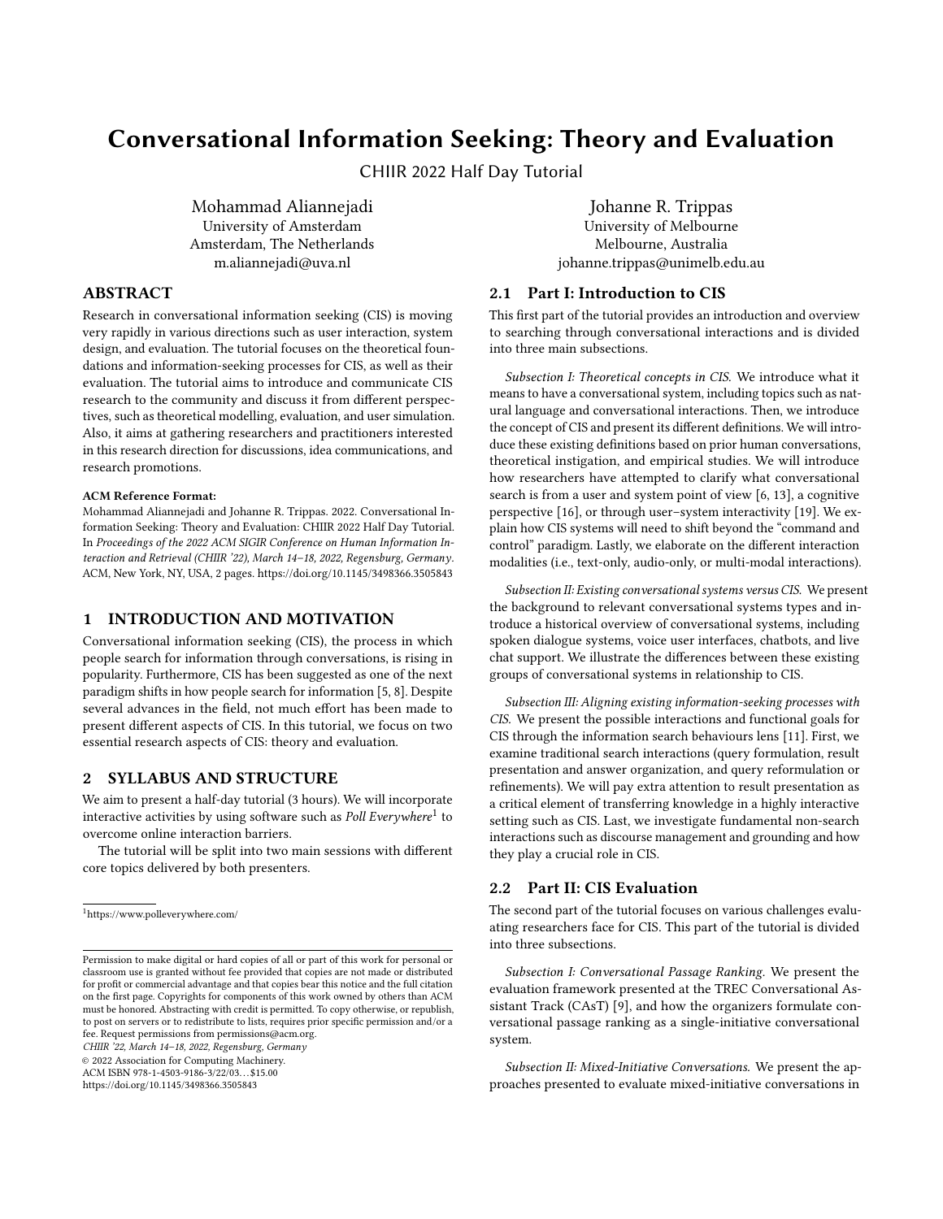# Conversational Information Seeking: Theory and Evaluation

CHIIR 2022 Half Day Tutorial

Mohammad Aliannejadi
University of Amsterdam
Amsterdam, The Netherlands
m.aliannejadi@uva.nl

Johanne R. Trippas
University of Melbourne
Melbourne, Australia
johanne.trippas@unimelb.edu.au

## ABSTRACT

Research in conversational information seeking (CIS) is moving very rapidly in various directions such as user interaction, system design, and evaluation. The tutorial focuses on the theoretical foundations and information-seeking processes for CIS, as well as their evaluation. The tutorial aims to introduce and communicate CIS research to the community and discuss it from different perspectives, such as theoretical modelling, evaluation, and user simulation. Also, it aims at gathering researchers and practitioners interested in this research direction for discussions, idea communications, and research promotions.

**ACM Reference Format:**
Mohammad Aliannejadi and Johanne R. Trippas. 2022. Conversational Information Seeking: Theory and Evaluation: CHIIR 2022 Half Day Tutorial. In *Proceedings of the 2022 ACM SIGIR Conference on Human Information Interaction and Retrieval (CHIIR '22), March 14–18, 2022, Regensburg, Germany.* ACM, New York, NY, USA, 2 pages. https://doi.org/10.1145/3498366.3505843

## 1 INTRODUCTION AND MOTIVATION

Conversational information seeking (CIS), the process in which people search for information through conversations, is rising in popularity. Furthermore, CIS has been suggested as one of the next paradigm shifts in how people search for information [5, 8]. Despite several advances in the field, not much effort has been made to present different aspects of CIS. In this tutorial, we focus on two essential research aspects of CIS: theory and evaluation.

## 2 SYLLABUS AND STRUCTURE

We aim to present a half-day tutorial (3 hours). We will incorporate interactive activities by using software such as *Poll Everywhere*[1] to overcome online interaction barriers.

The tutorial will be split into two main sessions with different core topics delivered by both presenters.

[1] https://www.polleverywhere.com/

Permission to make digital or hard copies of all or part of this work for personal or classroom use is granted without fee provided that copies are not made or distributed for profit or commercial advantage and that copies bear this notice and the full citation on the first page. Copyrights for components of this work owned by others than ACM must be honored. Abstracting with credit is permitted. To copy otherwise, or republish, to post on servers or to redistribute to lists, requires prior specific permission and/or a fee. Request permissions from permissions@acm.org.
*CHIIR '22, March 14–18, 2022, Regensburg, Germany*
© 2022 Association for Computing Machinery.
ACM ISBN 978-1-4503-9186-3/22/03...$15.00
https://doi.org/10.1145/3498366.3505843

### 2.1 Part I: Introduction to CIS

This first part of the tutorial provides an introduction and overview to searching through conversational interactions and is divided into three main subsections.

*Subsection I: Theoretical concepts in CIS.* We introduce what it means to have a conversational system, including topics such as natural language and conversational interactions. Then, we introduce the concept of CIS and present its different definitions. We will introduce these existing definitions based on prior human conversations, theoretical instigation, and empirical studies. We will introduce how researchers have attempted to clarify what conversational search is from a user and system point of view [6, 13], a cognitive perspective [16], or through user–system interactivity [19]. We explain how CIS systems will need to shift beyond the "command and control" paradigm. Lastly, we elaborate on the different interaction modalities (i.e., text-only, audio-only, or multi-modal interactions).

*Subsection II: Existing conversational systems versus CIS.* We present the background to relevant conversational systems types and introduce a historical overview of conversational systems, including spoken dialogue systems, voice user interfaces, chatbots, and live chat support. We illustrate the differences between these existing groups of conversational systems in relationship to CIS.

*Subsection III: Aligning existing information-seeking processes with CIS.* We present the possible interactions and functional goals for CIS through the information search behaviours lens [11]. First, we examine traditional search interactions (query formulation, result presentation and answer organization, and query reformulation or refinements). We will pay extra attention to result presentation as a critical element of transferring knowledge in a highly interactive setting such as CIS. Last, we investigate fundamental non-search interactions such as discourse management and grounding and how they play a crucial role in CIS.

### 2.2 Part II: CIS Evaluation

The second part of the tutorial focuses on various challenges evaluating researchers face for CIS. This part of the tutorial is divided into three subsections.

*Subsection I: Conversational Passage Ranking.* We present the evaluation framework presented at the TREC Conversational Assistant Track (CAsT) [9], and how the organizers formulate conversational passage ranking as a single-initiative conversational system.

*Subsection II: Mixed-Initiative Conversations.* We present the approaches presented to evaluate mixed-initiative conversations in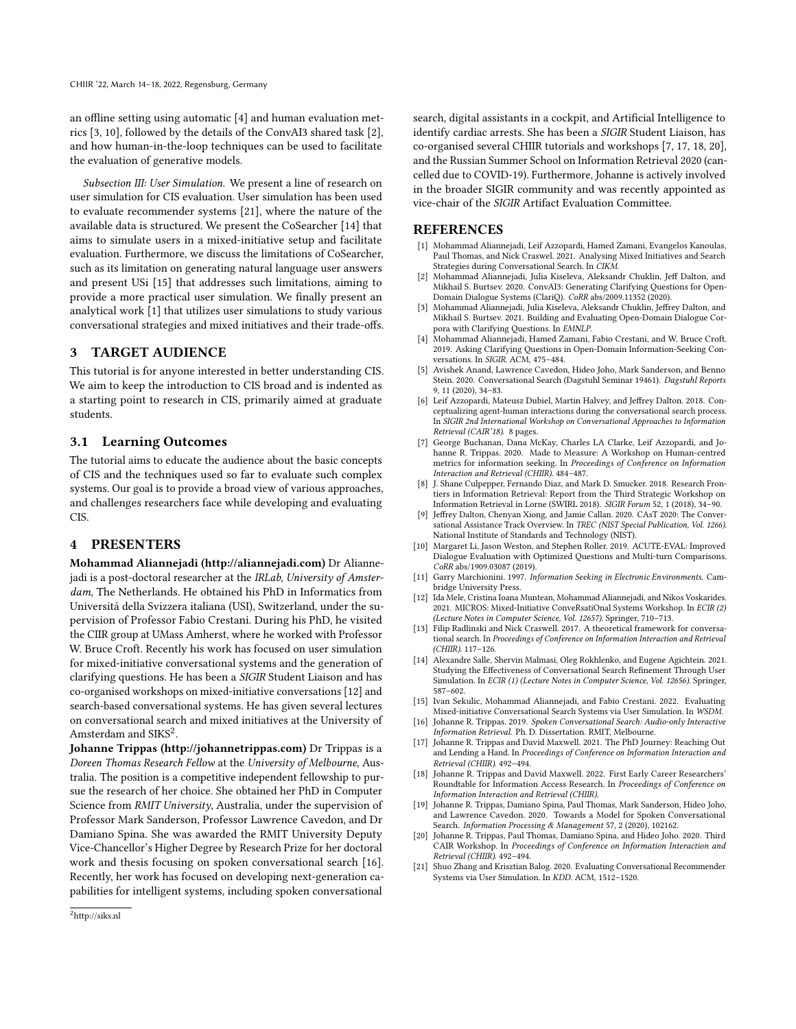an offline setting using automatic [4] and human evaluation metrics [3, 10], followed by the details of the ConvAI3 shared task [2], and how human-in-the-loop techniques can be used to facilitate the evaluation of generative models.

*Subsection III: User Simulation.* We present a line of research on user simulation for CIS evaluation. User simulation has been used to evaluate recommender systems [21], where the nature of the available data is structured. We present the CoSearcher [14] that aims to simulate users in a mixed-initiative setup and facilitate evaluation. Furthermore, we discuss the limitations of CoSearcher, such as its limitation on generating natural language user answers and present USi [15] that addresses such limitations, aiming to provide a more practical user simulation. We finally present an analytical work [1] that utilizes user simulations to study various conversational strategies and mixed initiatives and their trade-offs.

## 3 TARGET AUDIENCE

This tutorial is for anyone interested in better understanding CIS. We aim to keep the introduction to CIS broad and is indented as a starting point to research in CIS, primarily aimed at graduate students.

### 3.1 Learning Outcomes

The tutorial aims to educate the audience about the basic concepts of CIS and the techniques used so far to evaluate such complex systems. Our goal is to provide a broad view of various approaches, and challenges researchers face while developing and evaluating CIS.

## 4 PRESENTERS

**Mohammad Aliannejadi (http://aliannejadi.com)** Dr Aliannejadi is a post-doctoral researcher at the *IRLab, University of Amsterdam*, The Netherlands. He obtained his PhD in Informatics from Universitá della Svizzera italiana (USI), Switzerland, under the supervision of Professor Fabio Crestani. During his PhD, he visited the CIIR group at UMass Amherst, where he worked with Professor W. Bruce Croft. Recently his work has focused on user simulation for mixed-initiative conversational systems and the generation of clarifying questions. He has been a *SIGIR* Student Liaison and has co-organised workshops on mixed-initiative conversations [12] and search-based conversational systems. He has given several lectures on conversational search and mixed initiatives at the University of Amsterdam and SIKS[2].

**Johanne Trippas (http://johannetrippas.com)** Dr Trippas is a *Doreen Thomas Research Fellow* at the *University of Melbourne*, Australia. The position is a competitive independent fellowship to pursue the research of her choice. She obtained her PhD in Computer Science from *RMIT University*, Australia, under the supervision of Professor Mark Sanderson, Professor Lawrence Cavedon, and Dr Damiano Spina. She was awarded the RMIT University Deputy Vice-Chancellor's Higher Degree by Research Prize for her doctoral work and thesis focusing on spoken conversational search [16]. Recently, her work has focused on developing next-generation capabilities for intelligent systems, including spoken conversational search, digital assistants in a cockpit, and Artificial Intelligence to identify cardiac arrests. She has been a *SIGIR* Student Liaison, has co-organised several CHIIR tutorials and workshops [7, 17, 18, 20], and the Russian Summer School on Information Retrieval 2020 (cancelled due to COVID-19). Furthermore, Johanne is actively involved in the broader SIGIR community and was recently appointed as vice-chair of the *SIGIR* Artifact Evaluation Committee.

[2] http://siks.nl

## REFERENCES

[1] Mohammad Aliannejadi, Leif Azzopardi, Hamed Zamani, Evangelos Kanoulas, Paul Thomas, and Nick Craswel. 2021. Analysing Mixed Initiatives and Search Strategies during Conversational Search. In *CIKM*.

[2] Mohammad Aliannejadi, Julia Kiseleva, Aleksandr Chuklin, Jeff Dalton, and Mikhail S. Burtsev. 2020. ConvAI3: Generating Clarifying Questions for Open-Domain Dialogue Systems (ClariQ). *CoRR* abs/2009.11352 (2020).

[3] Mohammad Aliannejadi, Julia Kiseleva, Aleksandr Chuklin, Jeffrey Dalton, and Mikhail S. Burtsev. 2021. Building and Evaluating Open-Domain Dialogue Corpora with Clarifying Questions. In *EMNLP*.

[4] Mohammad Aliannejadi, Hamed Zamani, Fabio Crestani, and W. Bruce Croft. 2019. Asking Clarifying Questions in Open-Domain Information-Seeking Conversations. In *SIGIR*. ACM, 475–484.

[5] Avishek Anand, Lawrence Cavedon, Hideo Joho, Mark Sanderson, and Benno Stein. 2020. Conversational Search (Dagstuhl Seminar 19461). *Dagstuhl Reports* 9, 11 (2020), 34–83.

[6] Leif Azzopardi, Mateusz Dubiel, Martin Halvey, and Jeffrey Dalton. 2018. Conceptualizing agent-human interactions during the conversational search process. In *SIGIR 2nd International Workshop on Conversational Approaches to Information Retrieval (CAIR'18)*. 8 pages.

[7] George Buchanan, Dana McKay, Charles LA Clarke, Leif Azzopardi, and Johanne R. Trippas. 2020. Made to Measure: A Workshop on Human-centred metrics for information seeking. In *Proceedings of Conference on Information Interaction and Retrieval (CHIIR)*. 484–487.

[8] J. Shane Culpepper, Fernando Diaz, and Mark D. Smucker. 2018. Research Frontiers in Information Retrieval: Report from the Third Strategic Workshop on Information Retrieval in Lorne (SWIRL 2018). *SIGIR Forum* 52, 1 (2018), 34–90.

[9] Jeffrey Dalton, Chenyan Xiong, and Jamie Callan. 2020. CAsT 2020: The Conversational Assistance Track Overview. In *TREC (NIST Special Publication, Vol. 1266)*. National Institute of Standards and Technology (NIST).

[10] Margaret Li, Jason Weston, and Stephen Roller. 2019. ACUTE-EVAL: Improved Dialogue Evaluation with Optimized Questions and Multi-turn Comparisons. *CoRR* abs/1909.03087 (2019).

[11] Garry Marchionini. 1997. *Information Seeking in Electronic Environments.* Cambridge University Press.

[12] Ida Mele, Cristina Ioana Muntean, Mohammad Aliannejadi, and Nikos Voskarides. 2021. MICROS: Mixed-Initiative ConveRsatiOnal Systems Workshop. In *ECIR (2) (Lecture Notes in Computer Science, Vol. 12657)*. Springer, 710–713.

[13] Filip Radlinski and Nick Craswell. 2017. A theoretical framework for conversational search. In *Proceedings of Conference on Information Interaction and Retrieval (CHIIR)*. 117–126.

[14] Alexandre Salle, Shervin Malmasi, Oleg Rokhlenko, and Eugene Agichtein. 2021. Studying the Effectiveness of Conversational Search Refinement Through User Simulation. In *ECIR (1) (Lecture Notes in Computer Science, Vol. 12656)*. Springer, 587–602.

[15] Ivan Sekulic, Mohammad Aliannejadi, and Fabio Crestani. 2022. Evaluating Mixed-initiative Conversational Search Systems via User Simulation. In *WSDM*.

[16] Johanne R. Trippas. 2019. *Spoken Conversational Search: Audio-only Interactive Information Retrieval.* Ph. D. Dissertation. RMIT, Melbourne.

[17] Johanne R. Trippas and David Maxwell. 2021. The PhD Journey: Reaching Out and Lending a Hand. In *Proceedings of Conference on Information Interaction and Retrieval (CHIIR)*. 492–494.

[18] Johanne R. Trippas and David Maxwell. 2022. First Early Career Researchers' Roundtable for Information Access Research. In *Proceedings of Conference on Information Interaction and Retrieval (CHIIR)*.

[19] Johanne R. Trippas, Damiano Spina, Paul Thomas, Mark Sanderson, Hideo Joho, and Lawrence Cavedon. 2020. Towards a Model for Spoken Conversational Search. *Information Processing & Management* 57, 2 (2020), 102162.

[20] Johanne R. Trippas, Paul Thomas, Damiano Spina, and Hideo Joho. 2020. Third CAIR Workshop. In *Proceedings of Conference on Information Interaction and Retrieval (CHIIR)*. 492–494.

[21] Shuo Zhang and Krisztian Balog. 2020. Evaluating Conversational Recommender Systems via User Simulation. In *KDD*. ACM, 1512–1520.